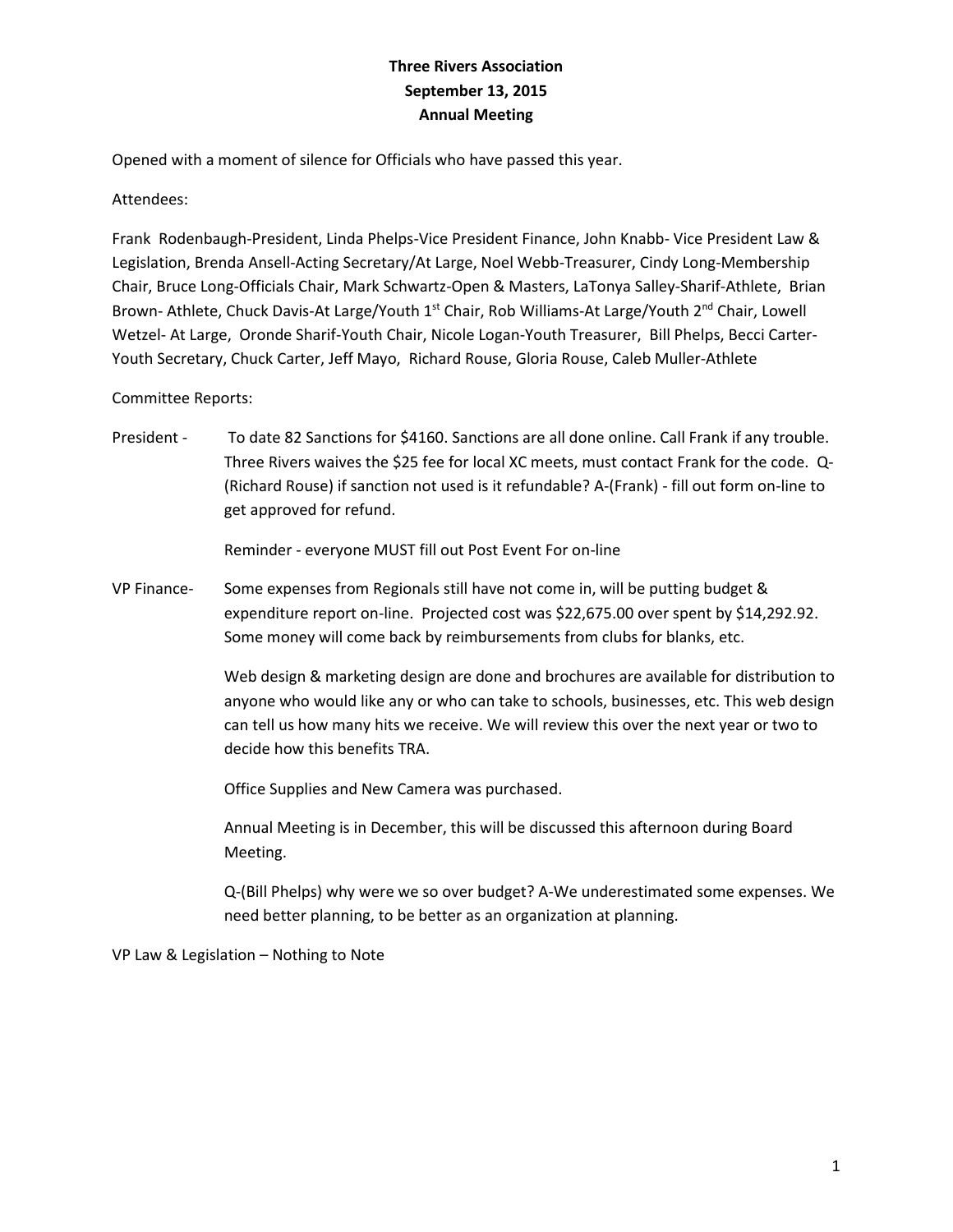# Three Rivers Association
## September 13, 2015
## Annual Meeting

Opened with a moment of silence for Officials who have passed this year.

Attendees:

Frank Rodenbaugh-President, Linda Phelps-Vice President Finance, John Knabb- Vice President Law & Legislation, Brenda Ansell-Acting Secretary/At Large, Noel Webb-Treasurer, Cindy Long-Membership Chair, Bruce Long-Officials Chair, Mark Schwartz-Open & Masters, LaTonya Salley-Sharif-Athlete, Brian Brown- Athlete, Chuck Davis-At Large/Youth 1st Chair, Rob Williams-At Large/Youth 2nd Chair, Lowell Wetzel- At Large, Oronde Sharif-Youth Chair, Nicole Logan-Youth Treasurer, Bill Phelps, Becci Carter-Youth Secretary, Chuck Carter, Jeff Mayo, Richard Rouse, Gloria Rouse, Caleb Muller-Athlete

Committee Reports:

President - To date 82 Sanctions for $4160. Sanctions are all done online. Call Frank if any trouble. Three Rivers waives the $25 fee for local XC meets, must contact Frank for the code. Q-(Richard Rouse) if sanction not used is it refundable? A-(Frank) - fill out form on-line to get approved for refund.

Reminder - everyone MUST fill out Post Event For on-line

VP Finance- Some expenses from Regionals still have not come in, will be putting budget & expenditure report on-line. Projected cost was $22,675.00 over spent by $14,292.92. Some money will come back by reimbursements from clubs for blanks, etc.

Web design & marketing design are done and brochures are available for distribution to anyone who would like any or who can take to schools, businesses, etc. This web design can tell us how many hits we receive. We will review this over the next year or two to decide how this benefits TRA.

Office Supplies and New Camera was purchased.

Annual Meeting is in December, this will be discussed this afternoon during Board Meeting.

Q-(Bill Phelps) why were we so over budget? A-We underestimated some expenses. We need better planning, to be better as an organization at planning.

VP Law & Legislation – Nothing to Note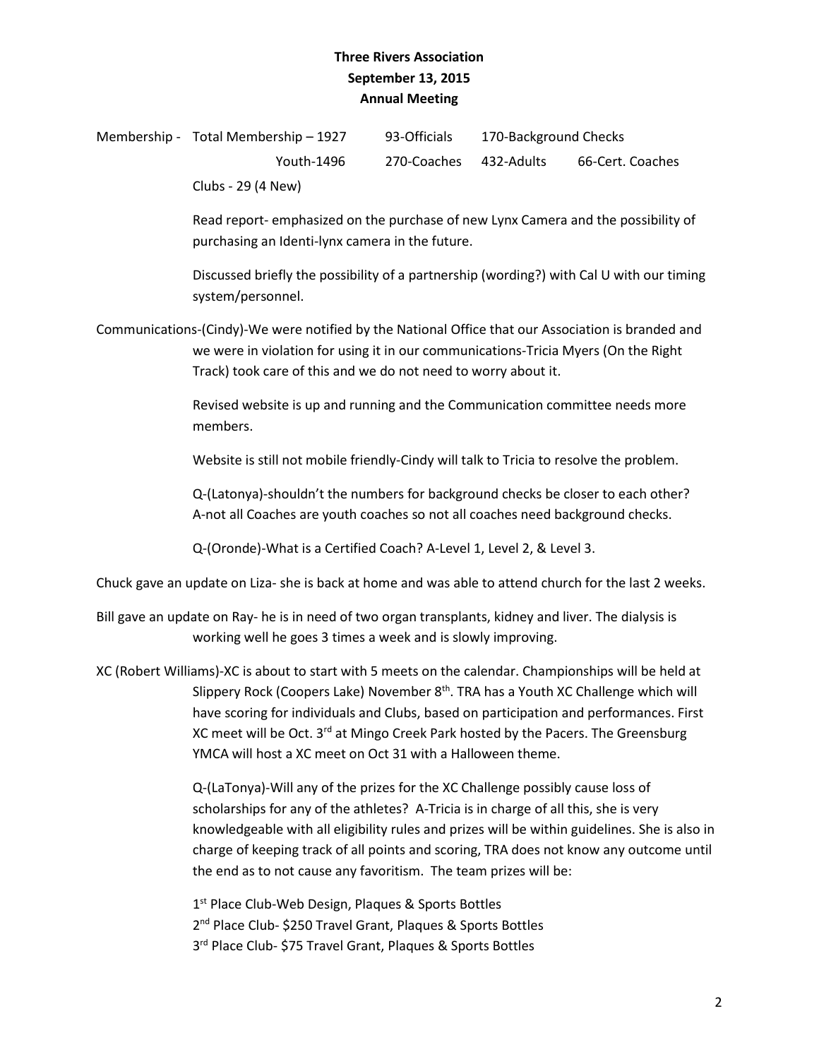**Three Rivers Association**
**September 13, 2015**
**Annual Meeting**

Membership - Total Membership – 1927 93-Officials 170-Background Checks
Youth-1496 270-Coaches 432-Adults 66-Cert. Coaches
Clubs - 29 (4 New)

Read report- emphasized on the purchase of new Lynx Camera and the possibility of purchasing an Identi-lynx camera in the future.

Discussed briefly the possibility of a partnership (wording?) with Cal U with our timing system/personnel.

Communications-(Cindy)-We were notified by the National Office that our Association is branded and we were in violation for using it in our communications-Tricia Myers (On the Right Track) took care of this and we do not need to worry about it.

Revised website is up and running and the Communication committee needs more members.

Website is still not mobile friendly-Cindy will talk to Tricia to resolve the problem.

Q-(Latonya)-shouldn't the numbers for background checks be closer to each other? A-not all Coaches are youth coaches so not all coaches need background checks.

Q-(Oronde)-What is a Certified Coach? A-Level 1, Level 2, & Level 3.

Chuck gave an update on Liza- she is back at home and was able to attend church for the last 2 weeks.

Bill gave an update on Ray- he is in need of two organ transplants, kidney and liver. The dialysis is working well he goes 3 times a week and is slowly improving.

XC (Robert Williams)-XC is about to start with 5 meets on the calendar. Championships will be held at Slippery Rock (Coopers Lake) November 8th. TRA has a Youth XC Challenge which will have scoring for individuals and Clubs, based on participation and performances. First XC meet will be Oct. 3rd at Mingo Creek Park hosted by the Pacers. The Greensburg YMCA will host a XC meet on Oct 31 with a Halloween theme.

Q-(LaTonya)-Will any of the prizes for the XC Challenge possibly cause loss of scholarships for any of the athletes? A-Tricia is in charge of all this, she is very knowledgeable with all eligibility rules and prizes will be within guidelines. She is also in charge of keeping track of all points and scoring, TRA does not know any outcome until the end as to not cause any favoritism. The team prizes will be:

1st Place Club-Web Design, Plaques & Sports Bottles
2nd Place Club- $250 Travel Grant, Plaques & Sports Bottles
3rd Place Club- $75 Travel Grant, Plaques & Sports Bottles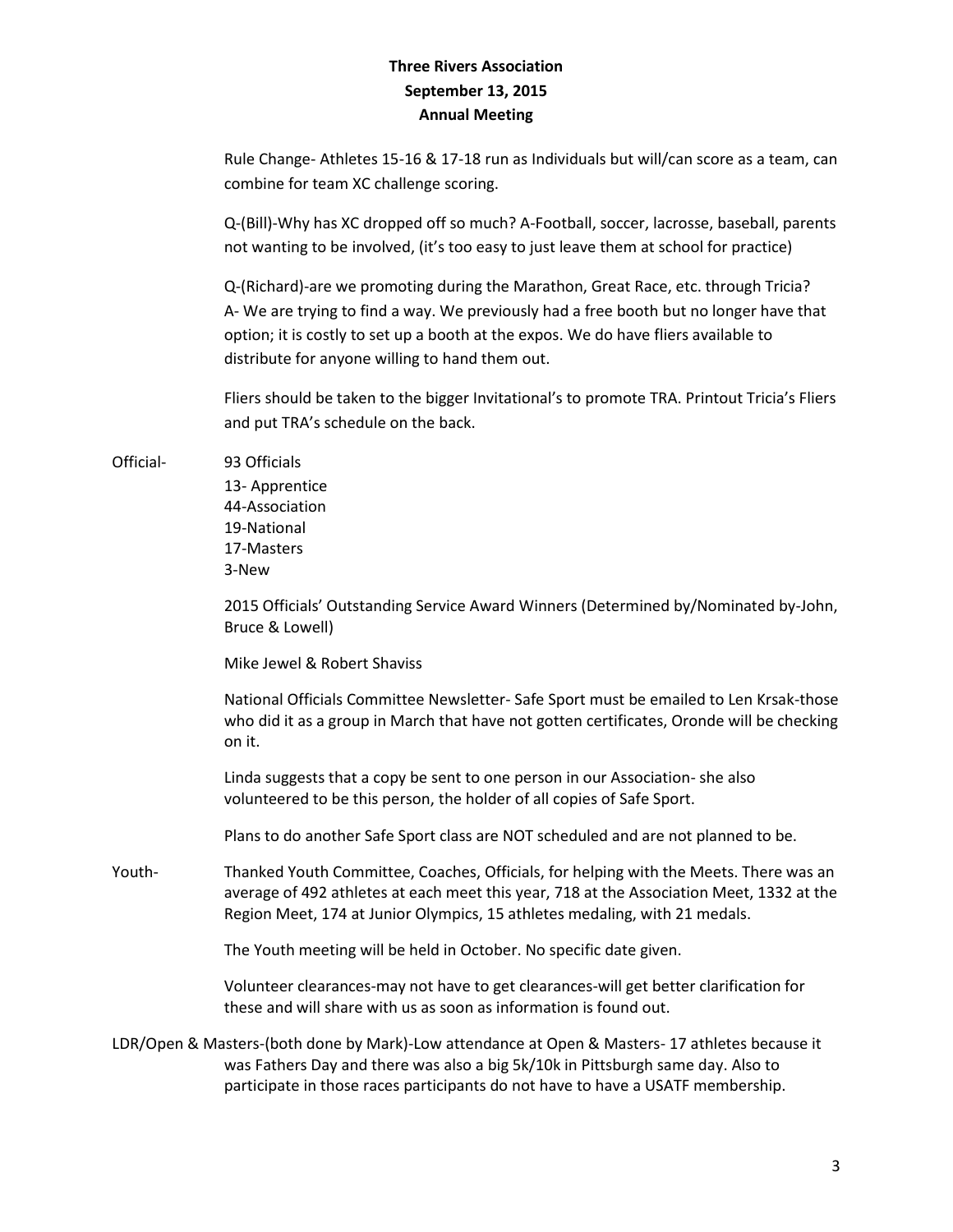**Three Rivers Association**
**September 13, 2015**
**Annual Meeting**

Rule Change- Athletes 15-16 & 17-18 run as Individuals but will/can score as a team, can combine for team XC challenge scoring.

Q-(Bill)-Why has XC dropped off so much? A-Football, soccer, lacrosse, baseball, parents not wanting to be involved, (it's too easy to just leave them at school for practice)

Q-(Richard)-are we promoting during the Marathon, Great Race, etc. through Tricia? A- We are trying to find a way. We previously had a free booth but no longer have that option; it is costly to set up a booth at the expos. We do have fliers available to distribute for anyone willing to hand them out.

Fliers should be taken to the bigger Invitational's to promote TRA. Printout Tricia's Fliers and put TRA's schedule on the back.

Official- 93 Officials
13- Apprentice
44-Association
19-National
17-Masters
3-New

2015 Officials' Outstanding Service Award Winners (Determined by/Nominated by-John, Bruce & Lowell)

Mike Jewel & Robert Shaviss

National Officials Committee Newsletter- Safe Sport must be emailed to Len Krsak-those who did it as a group in March that have not gotten certificates, Oronde will be checking on it.

Linda suggests that a copy be sent to one person in our Association- she also volunteered to be this person, the holder of all copies of Safe Sport.

Plans to do another Safe Sport class are NOT scheduled and are not planned to be.

Youth- Thanked Youth Committee, Coaches, Officials, for helping with the Meets. There was an average of 492 athletes at each meet this year, 718 at the Association Meet, 1332 at the Region Meet, 174 at Junior Olympics, 15 athletes medaling, with 21 medals.

The Youth meeting will be held in October. No specific date given.

Volunteer clearances-may not have to get clearances-will get better clarification for these and will share with us as soon as information is found out.

LDR/Open & Masters-(both done by Mark)-Low attendance at Open & Masters- 17 athletes because it was Fathers Day and there was also a big 5k/10k in Pittsburgh same day. Also to participate in those races participants do not have to have a USATF membership.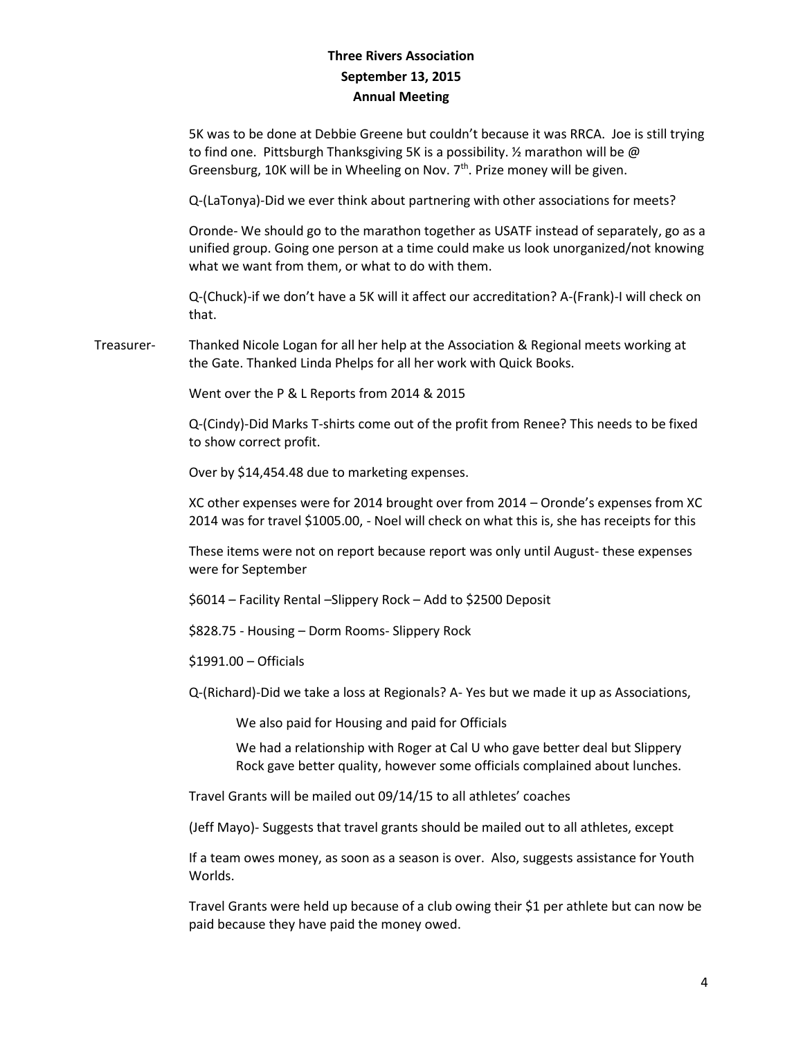**Three Rivers Association**
**September 13, 2015**
**Annual Meeting**

5K was to be done at Debbie Greene but couldn't because it was RRCA. Joe is still trying to find one. Pittsburgh Thanksgiving 5K is a possibility. ½ marathon will be @ Greensburg, 10K will be in Wheeling on Nov. 7th. Prize money will be given.

Q-(LaTonya)-Did we ever think about partnering with other associations for meets?

Oronde- We should go to the marathon together as USATF instead of separately, go as a unified group. Going one person at a time could make us look unorganized/not knowing what we want from them, or what to do with them.

Q-(Chuck)-if we don't have a 5K will it affect our accreditation? A-(Frank)-I will check on that.

Treasurer- Thanked Nicole Logan for all her help at the Association & Regional meets working at the Gate. Thanked Linda Phelps for all her work with Quick Books.

Went over the P & L Reports from 2014 & 2015

Q-(Cindy)-Did Marks T-shirts come out of the profit from Renee? This needs to be fixed to show correct profit.

Over by $14,454.48 due to marketing expenses.

XC other expenses were for 2014 brought over from 2014 – Oronde's expenses from XC 2014 was for travel $1005.00, - Noel will check on what this is, she has receipts for this

These items were not on report because report was only until August- these expenses were for September

$6014 – Facility Rental –Slippery Rock – Add to $2500 Deposit

$828.75 - Housing – Dorm Rooms- Slippery Rock

$1991.00 – Officials

Q-(Richard)-Did we take a loss at Regionals? A- Yes but we made it up as Associations,

We also paid for Housing and paid for Officials

We had a relationship with Roger at Cal U who gave better deal but Slippery Rock gave better quality, however some officials complained about lunches.

Travel Grants will be mailed out 09/14/15 to all athletes' coaches

(Jeff Mayo)- Suggests that travel grants should be mailed out to all athletes, except

If a team owes money, as soon as a season is over. Also, suggests assistance for Youth Worlds.

Travel Grants were held up because of a club owing their $1 per athlete but can now be paid because they have paid the money owed.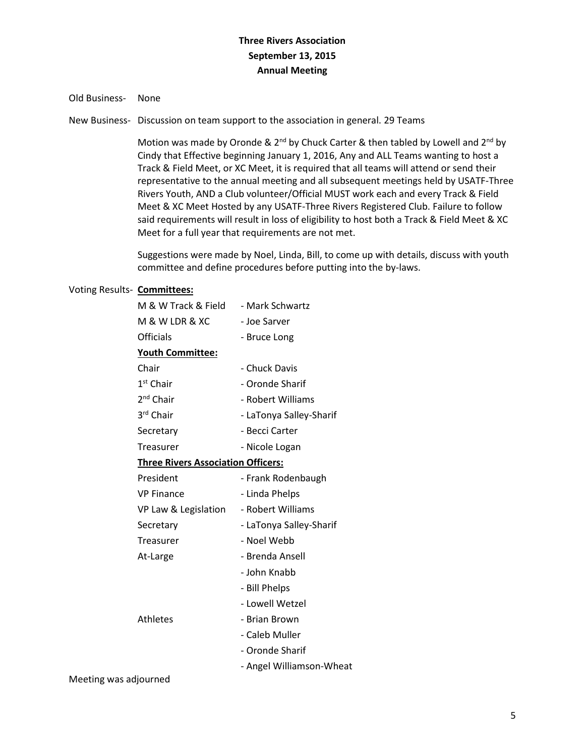**Three Rivers Association**
**September 13, 2015**
**Annual Meeting**

Old Business- None

New Business- Discussion on team support to the association in general. 29 Teams

Motion was made by Oronde & 2nd by Chuck Carter & then tabled by Lowell and 2nd by Cindy that Effective beginning January 1, 2016, Any and ALL Teams wanting to host a Track & Field Meet, or XC Meet, it is required that all teams will attend or send their representative to the annual meeting and all subsequent meetings held by USATF-Three Rivers Youth, AND a Club volunteer/Official MUST work each and every Track & Field Meet & XC Meet Hosted by any USATF-Three Rivers Registered Club. Failure to follow said requirements will result in loss of eligibility to host both a Track & Field Meet & XC Meet for a full year that requirements are not met.

Suggestions were made by Noel, Linda, Bill, to come up with details, discuss with youth committee and define procedures before putting into the by-laws.

Voting Results- **Committees:**

| | |
|---|---|
| M & W Track & Field | - Mark Schwartz |
| M & W LDR & XC | - Joe Sarver |
| Officials | - Bruce Long |

**Youth Committee:**

| | |
|---|---|
| Chair | - Chuck Davis |
| 1st Chair | - Oronde Sharif |
| 2nd Chair | - Robert Williams |
| 3rd Chair | - LaTonya Salley-Sharif |
| Secretary | - Becci Carter |
| Treasurer | - Nicole Logan |

**Three Rivers Association Officers:**

| | |
|---|---|
| President | - Frank Rodenbaugh |
| VP Finance | - Linda Phelps |
| VP Law & Legislation | - Robert Williams |
| Secretary | - LaTonya Salley-Sharif |
| Treasurer | - Noel Webb |
| At-Large | - Brenda Ansell |
| | - John Knabb |
| | - Bill Phelps |
| | - Lowell Wetzel |
| Athletes | - Brian Brown |
| | - Caleb Muller |
| | - Oronde Sharif |
| | - Angel Williamson-Wheat |

Meeting was adjourned